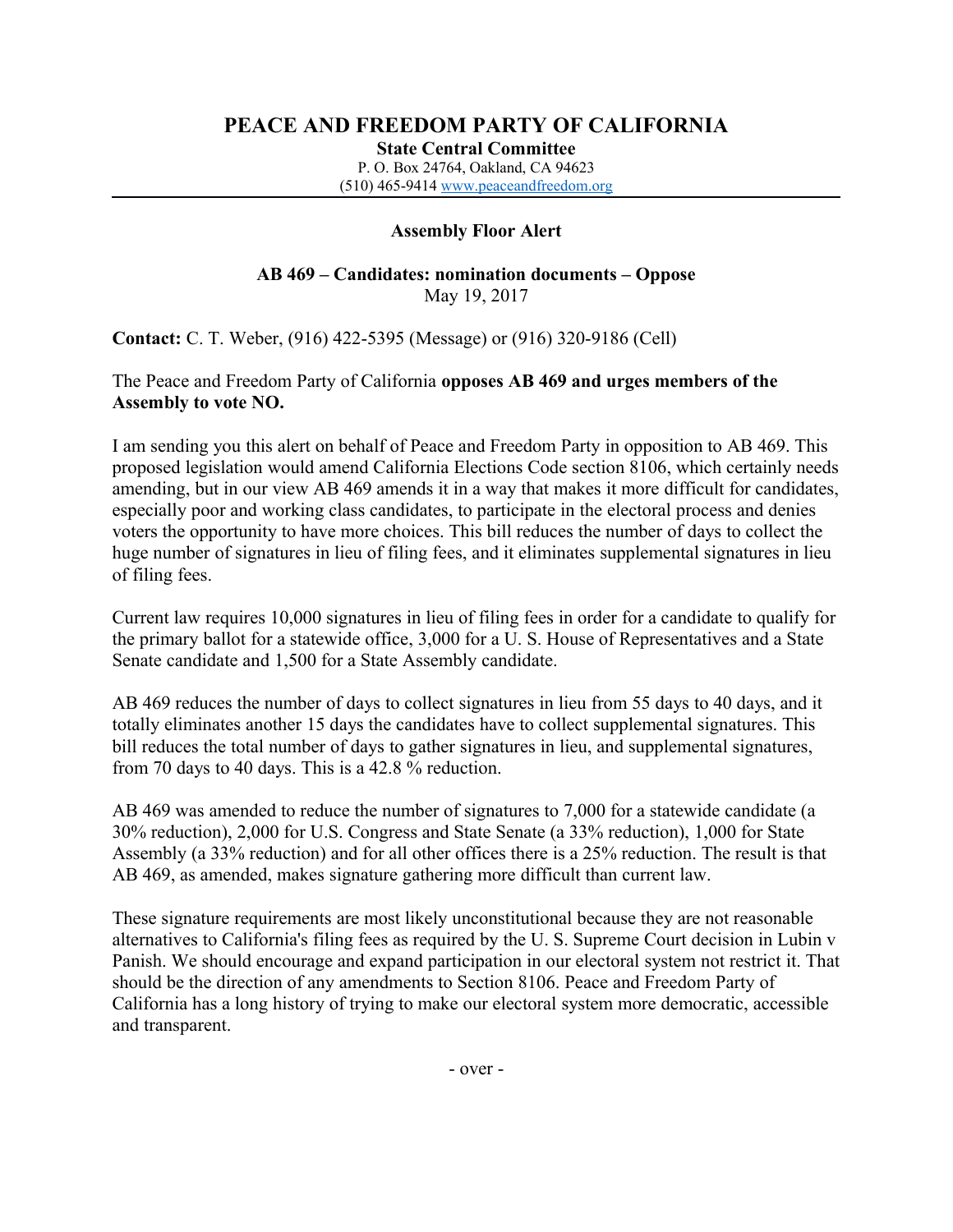# PEACE AND FREEDOM PARTY OF CALIFORNIA

**State Central Committee**
P. O. Box 24764, Oakland, CA 94623
(510) 465-9414 www.peaceandfreedom.org

---

**Assembly Floor Alert**

**AB 469 – Candidates: nomination documents – Oppose**
May 19, 2017

**Contact:** C. T. Weber, (916) 422-5395 (Message) or (916) 320-9186 (Cell)

The Peace and Freedom Party of California **opposes AB 469 and urges members of the Assembly to vote NO.**

I am sending you this alert on behalf of Peace and Freedom Party in opposition to AB 469. This proposed legislation would amend California Elections Code section 8106, which certainly needs amending, but in our view AB 469 amends it in a way that makes it more difficult for candidates, especially poor and working class candidates, to participate in the electoral process and denies voters the opportunity to have more choices. This bill reduces the number of days to collect the huge number of signatures in lieu of filing fees, and it eliminates supplemental signatures in lieu of filing fees.

Current law requires 10,000 signatures in lieu of filing fees in order for a candidate to qualify for the primary ballot for a statewide office, 3,000 for a U. S. House of Representatives and a State Senate candidate and 1,500 for a State Assembly candidate.

AB 469 reduces the number of days to collect signatures in lieu from 55 days to 40 days, and it totally eliminates another 15 days the candidates have to collect supplemental signatures. This bill reduces the total number of days to gather signatures in lieu, and supplemental signatures, from 70 days to 40 days. This is a 42.8 % reduction.

AB 469 was amended to reduce the number of signatures to 7,000 for a statewide candidate (a 30% reduction), 2,000 for U.S. Congress and State Senate (a 33% reduction), 1,000 for State Assembly (a 33% reduction) and for all other offices there is a 25% reduction. The result is that AB 469, as amended, makes signature gathering more difficult than current law.

These signature requirements are most likely unconstitutional because they are not reasonable alternatives to California's filing fees as required by the U. S. Supreme Court decision in Lubin v Panish. We should encourage and expand participation in our electoral system not restrict it. That should be the direction of any amendments to Section 8106. Peace and Freedom Party of California has a long history of trying to make our electoral system more democratic, accessible and transparent.

- over -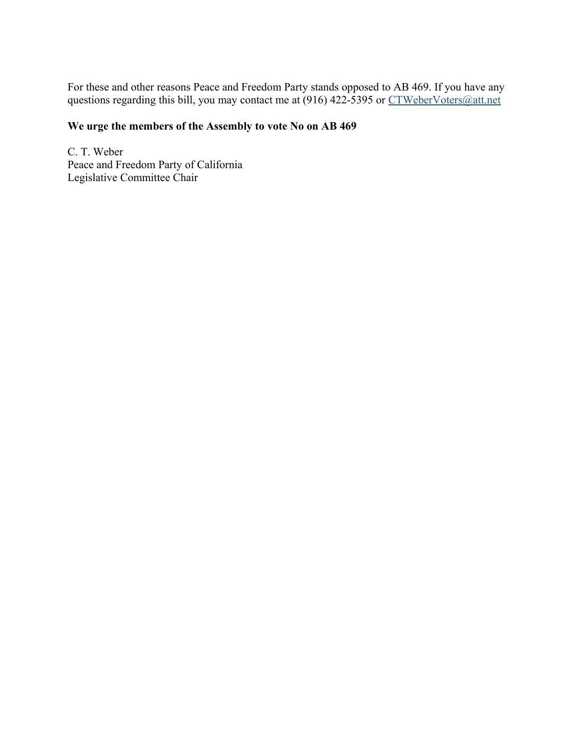For these and other reasons Peace and Freedom Party stands opposed to AB 469. If you have any questions regarding this bill, you may contact me at (916) 422-5395 or CTWeberVoters@att.net

**We urge the members of the Assembly to vote No on AB 469**

C. T. Weber  
Peace and Freedom Party of California  
Legislative Committee Chair